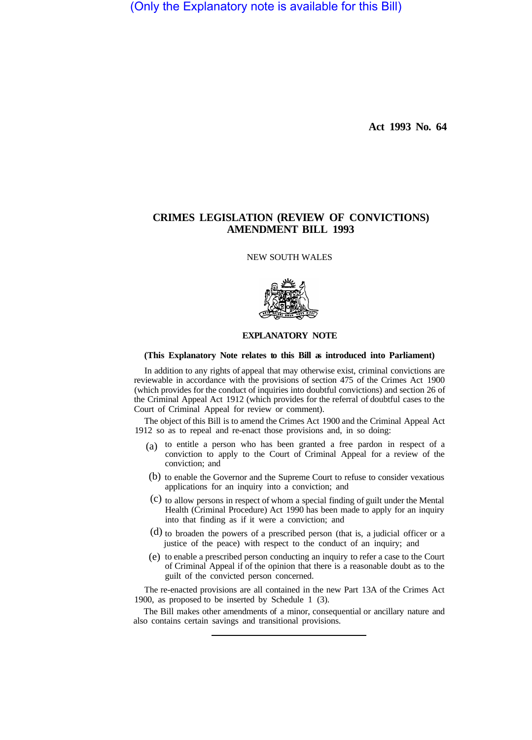(Only the Explanatory note is available for this Bill)

**Act 1993 No. 64**

# CRIMES LEGISLATION (REVIEW OF CONVICTIONS) AMENDMENT BILL 1993

NEW SOUTH WALES

## EXPLANATORY NOTE

**(This Explanatory Note relates to this Bill as introduced into Parliament)**

In addition to any rights of appeal that may otherwise exist, criminal convictions are reviewable in accordance with the provisions of section 475 of the Crimes Act 1900 (which provides for the conduct of inquiries into doubtful convictions) and section 26 of the Criminal Appeal Act 1912 (which provides for the referral of doubtful cases to the Court of Criminal Appeal for review or comment).

The object of this Bill is to amend the Crimes Act 1900 and the Criminal Appeal Act 1912 so as to repeal and re-enact those provisions and, in so doing:

(a) to entitle a person who has been granted a free pardon in respect of a conviction to apply to the Court of Criminal Appeal for a review of the conviction; and

(b) to enable the Governor and the Supreme Court to refuse to consider vexatious applications for an inquiry into a conviction; and

(c) to allow persons in respect of whom a special finding of guilt under the Mental Health (Criminal Procedure) Act 1990 has been made to apply for an inquiry into that finding as if it were a conviction; and

(d) to broaden the powers of a prescribed person (that is, a judicial officer or a justice of the peace) with respect to the conduct of an inquiry; and

(e) to enable a prescribed person conducting an inquiry to refer a case to the Court of Criminal Appeal if of the opinion that there is a reasonable doubt as to the guilt of the convicted person concerned.

The re-enacted provisions are all contained in the new Part 13A of the Crimes Act 1900, as proposed to be inserted by Schedule 1 (3).

The Bill makes other amendments of a minor, consequential or ancillary nature and also contains certain savings and transitional provisions.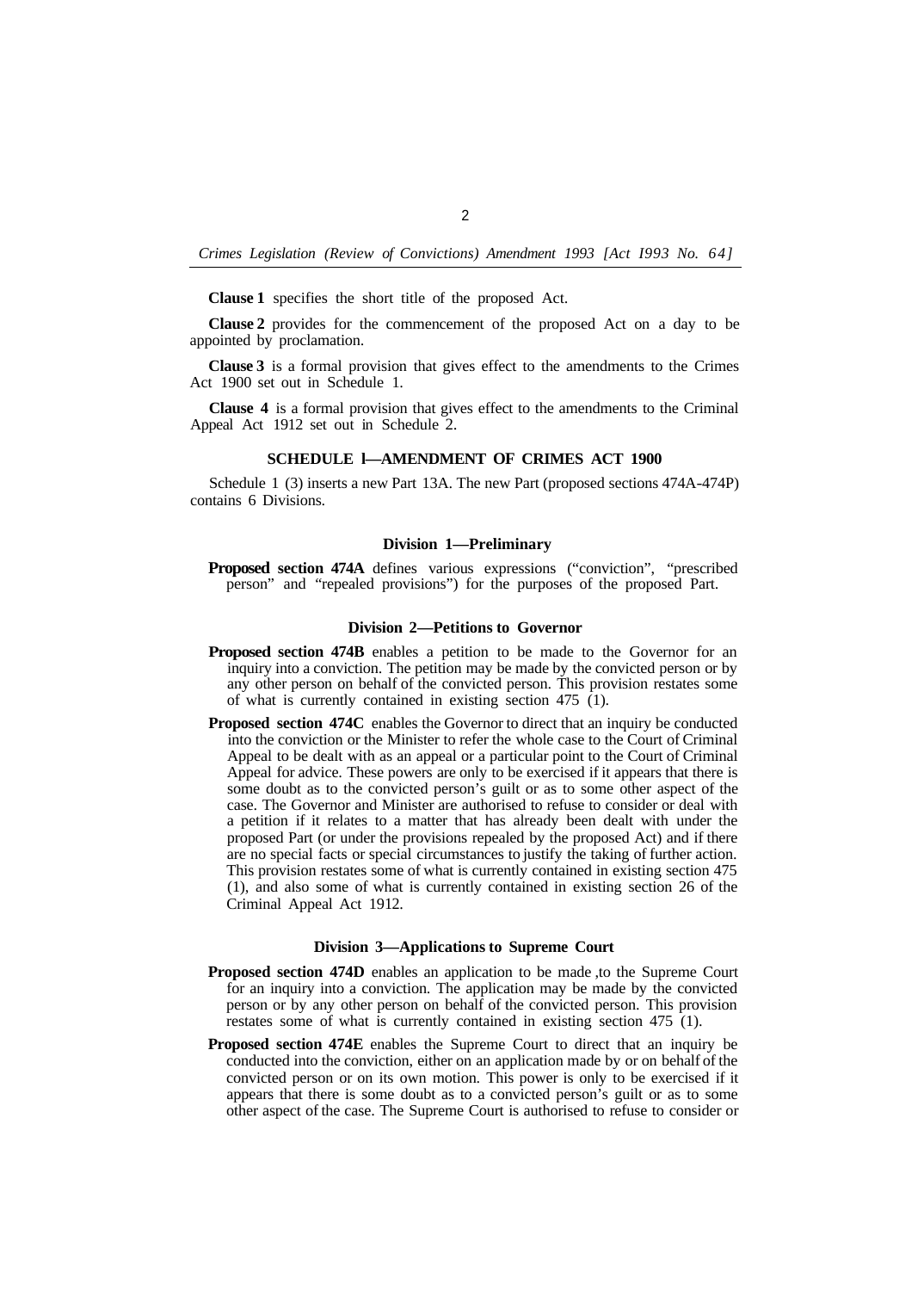**Clause 1** specifies the short title of the proposed Act.

**Clause 2** provides for the commencement of the proposed Act on a day to be appointed by proclamation.

**Clause 3** is a formal provision that gives effect to the amendments to the Crimes Act 1900 set out in Schedule 1.

**Clause 4** is a formal provision that gives effect to the amendments to the Criminal Appeal Act 1912 set out in Schedule 2.

## SCHEDULE l—AMENDMENT OF CRIMES ACT 1900

Schedule 1 (3) inserts a new Part 13A. The new Part (proposed sections 474A-474P) contains 6 Divisions.

### Division 1—Preliminary

**Proposed section 474A** defines various expressions ("conviction", "prescribed person" and "repealed provisions") for the purposes of the proposed Part.

### Division 2—Petitions to Governor

**Proposed section 474B** enables a petition to be made to the Governor for an inquiry into a conviction. The petition may be made by the convicted person or by any other person on behalf of the convicted person. This provision restates some of what is currently contained in existing section 475 (1).

**Proposed section 474C** enables the Governor to direct that an inquiry be conducted into the conviction or the Minister to refer the whole case to the Court of Criminal Appeal to be dealt with as an appeal or a particular point to the Court of Criminal Appeal for advice. These powers are only to be exercised if it appears that there is some doubt as to the convicted person's guilt or as to some other aspect of the case. The Governor and Minister are authorised to refuse to consider or deal with a petition if it relates to a matter that has already been dealt with under the proposed Part (or under the provisions repealed by the proposed Act) and if there are no special facts or special circumstances to justify the taking of further action. This provision restates some of what is currently contained in existing section 475 (1), and also some of what is currently contained in existing section 26 of the Criminal Appeal Act 1912.

### Division 3—Applications to Supreme Court

**Proposed section 474D** enables an application to be made ,to the Supreme Court for an inquiry into a conviction. The application may be made by the convicted person or by any other person on behalf of the convicted person. This provision restates some of what is currently contained in existing section 475 (1).

**Proposed section 474E** enables the Supreme Court to direct that an inquiry be conducted into the conviction, either on an application made by or on behalf of the convicted person or on its own motion. This power is only to be exercised if it appears that there is some doubt as to a convicted person's guilt or as to some other aspect of the case. The Supreme Court is authorised to refuse to consider or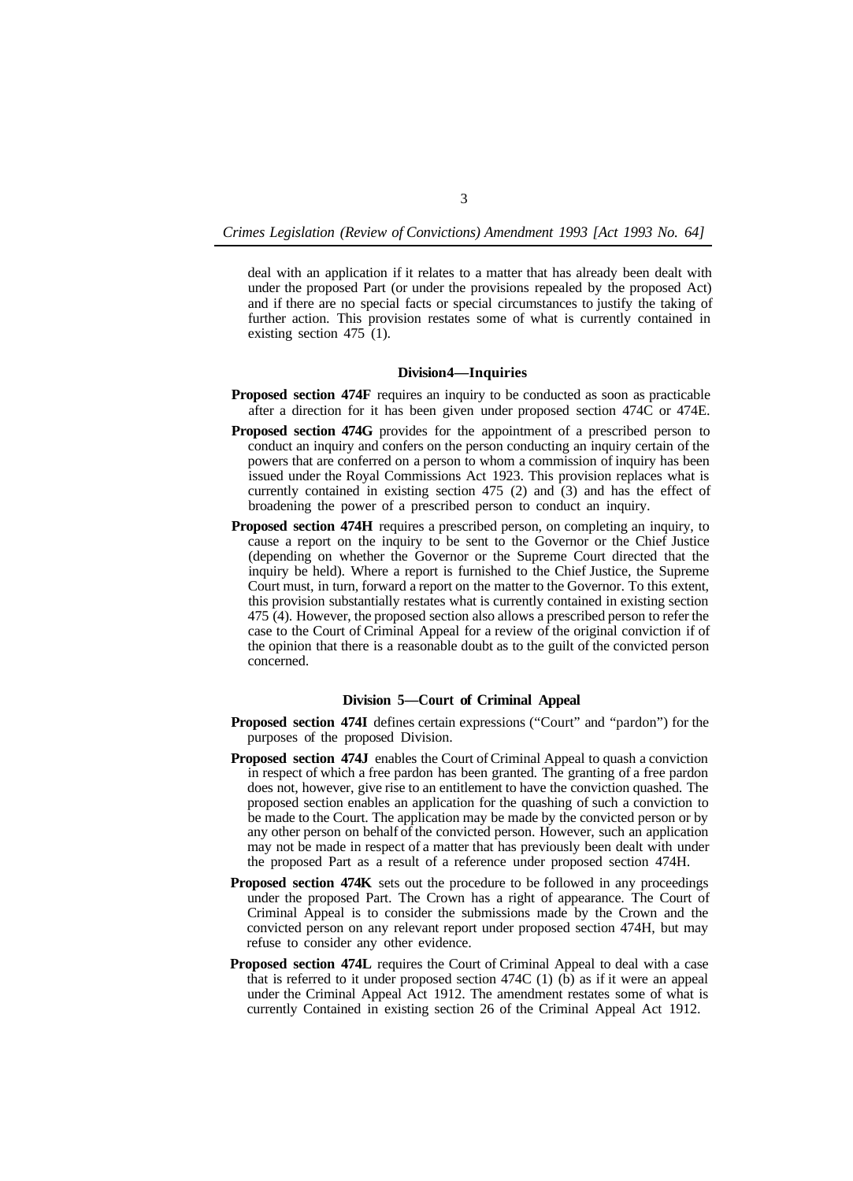deal with an application if it relates to a matter that has already been dealt with under the proposed Part (or under the provisions repealed by the proposed Act) and if there are no special facts or special circumstances to justify the taking of further action. This provision restates some of what is currently contained in existing section 475 (1).

### Division 4—Inquiries

**Proposed section 474F** requires an inquiry to be conducted as soon as practicable after a direction for it has been given under proposed section 474C or 474E.

**Proposed section 474G** provides for the appointment of a prescribed person to conduct an inquiry and confers on the person conducting an inquiry certain of the powers that are conferred on a person to whom a commission of inquiry has been issued under the Royal Commissions Act 1923. This provision replaces what is currently contained in existing section 475 (2) and (3) and has the effect of broadening the power of a prescribed person to conduct an inquiry.

**Proposed section 474H** requires a prescribed person, on completing an inquiry, to cause a report on the inquiry to be sent to the Governor or the Chief Justice (depending on whether the Governor or the Supreme Court directed that the inquiry be held). Where a report is furnished to the Chief Justice, the Supreme Court must, in turn, forward a report on the matter to the Governor. To this extent, this provision substantially restates what is currently contained in existing section 475 (4). However, the proposed section also allows a prescribed person to refer the case to the Court of Criminal Appeal for a review of the original conviction if of the opinion that there is a reasonable doubt as to the guilt of the convicted person concerned.

### Division 5—Court of Criminal Appeal

**Proposed section 474I** defines certain expressions ("Court" and "pardon") for the purposes of the proposed Division.

**Proposed section 474J** enables the Court of Criminal Appeal to quash a conviction in respect of which a free pardon has been granted. The granting of a free pardon does not, however, give rise to an entitlement to have the conviction quashed. The proposed section enables an application for the quashing of such a conviction to be made to the Court. The application may be made by the convicted person or by any other person on behalf of the convicted person. However, such an application may not be made in respect of a matter that has previously been dealt with under the proposed Part as a result of a reference under proposed section 474H.

**Proposed section 474K** sets out the procedure to be followed in any proceedings under the proposed Part. The Crown has a right of appearance. The Court of Criminal Appeal is to consider the submissions made by the Crown and the convicted person on any relevant report under proposed section 474H, but may refuse to consider any other evidence.

**Proposed section 474L** requires the Court of Criminal Appeal to deal with a case that is referred to it under proposed section 474C (1) (b) as if it were an appeal under the Criminal Appeal Act 1912. The amendment restates some of what is currently Contained in existing section 26 of the Criminal Appeal Act 1912.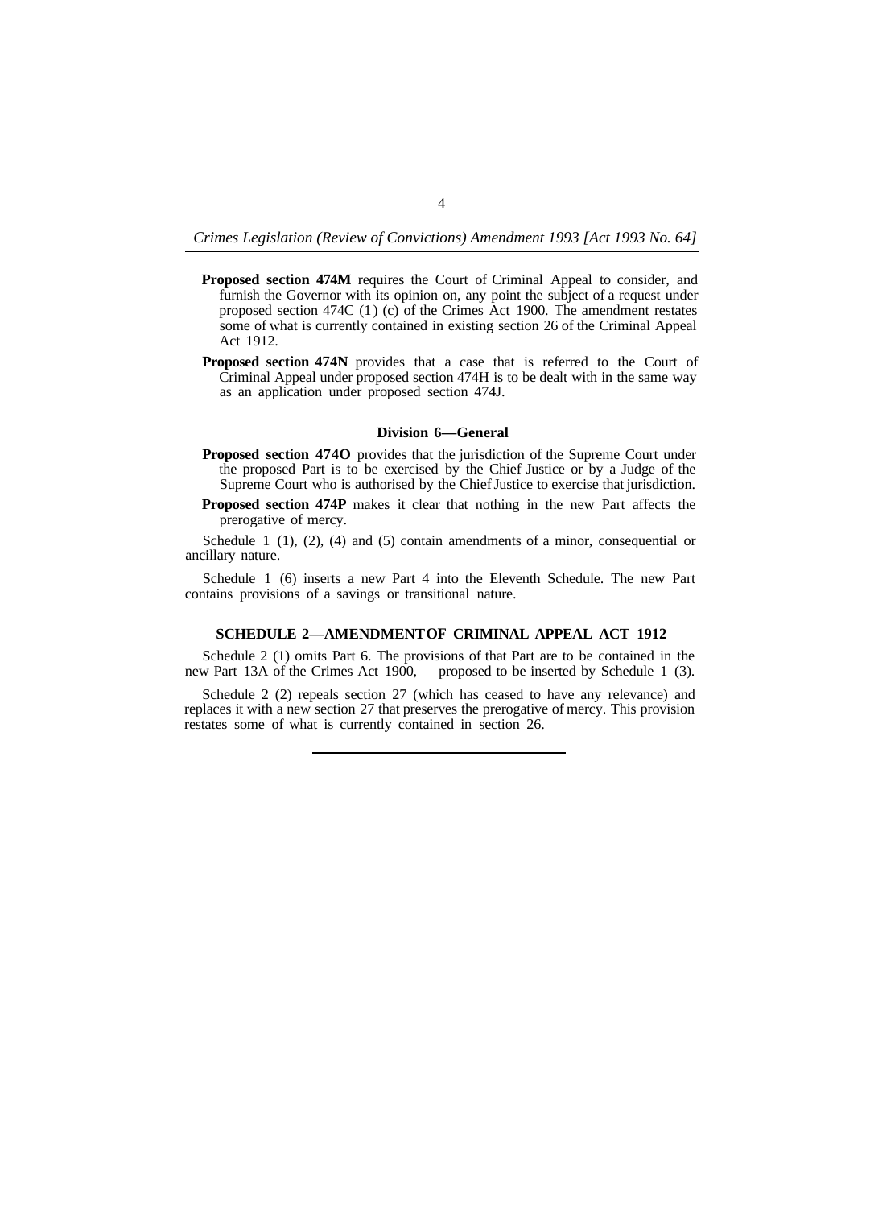**Proposed section 474M** requires the Court of Criminal Appeal to consider, and furnish the Governor with its opinion on, any point the subject of a request under proposed section 474C (1) (c) of the Crimes Act 1900. The amendment restates some of what is currently contained in existing section 26 of the Criminal Appeal Act 1912.

**Proposed section 474N** provides that a case that is referred to the Court of Criminal Appeal under proposed section 474H is to be dealt with in the same way as an application under proposed section 474J.

### Division 6—General

**Proposed section 474O** provides that the jurisdiction of the Supreme Court under the proposed Part is to be exercised by the Chief Justice or by a Judge of the Supreme Court who is authorised by the Chief Justice to exercise that jurisdiction.

**Proposed section 474P** makes it clear that nothing in the new Part affects the prerogative of mercy.

Schedule 1 (1), (2), (4) and (5) contain amendments of a minor, consequential or ancillary nature.

Schedule 1 (6) inserts a new Part 4 into the Eleventh Schedule. The new Part contains provisions of a savings or transitional nature.

## SCHEDULE 2—AMENDMENT OF CRIMINAL APPEAL ACT 1912

Schedule 2 (1) omits Part 6. The provisions of that Part are to be contained in the new Part 13A of the Crimes Act 1900, proposed to be inserted by Schedule 1 (3).

Schedule 2 (2) repeals section 27 (which has ceased to have any relevance) and replaces it with a new section 27 that preserves the prerogative of mercy. This provision restates some of what is currently contained in section 26.